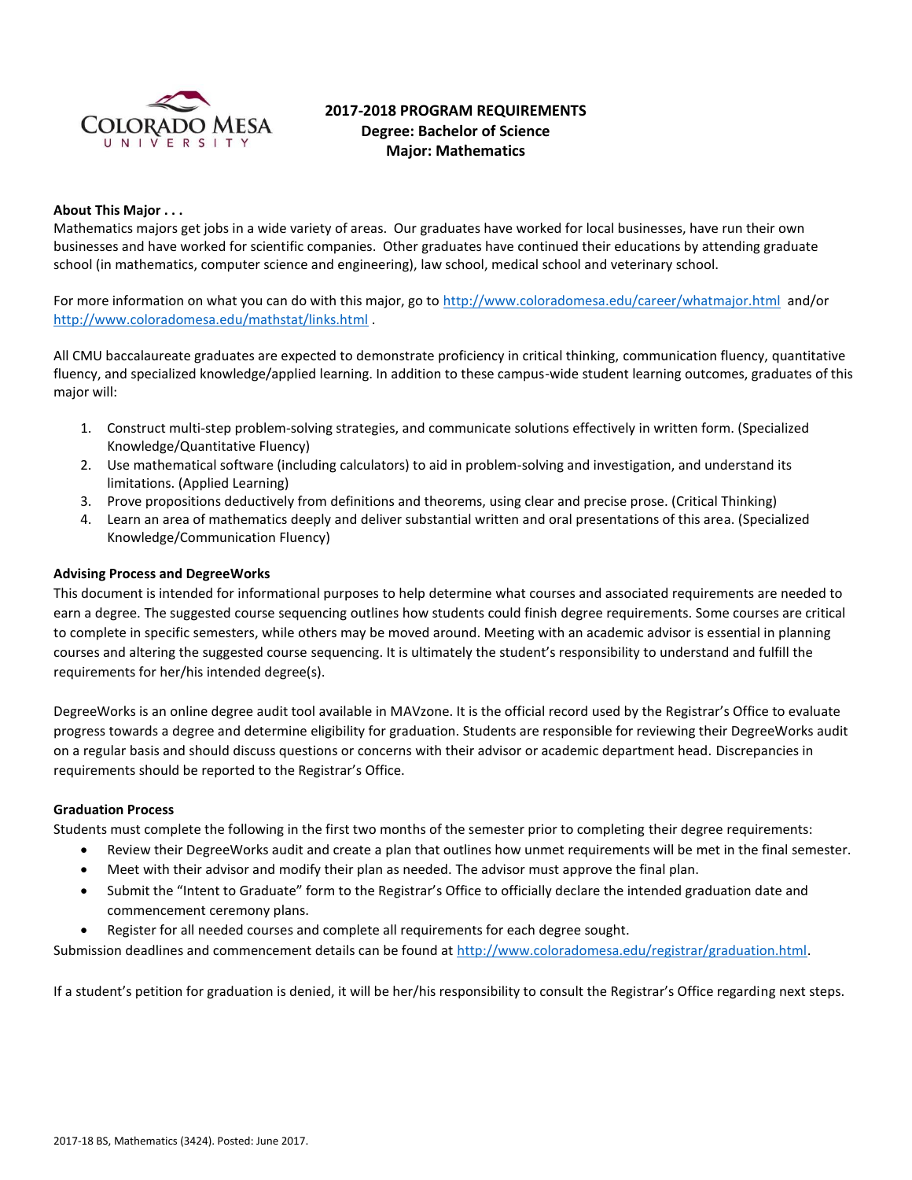# 2017-2018 PROGRAM REQUIREMENTS
## Degree: Bachelor of Science
## Major: Mathematics

**About This Major . . .**

Mathematics majors get jobs in a wide variety of areas. Our graduates have worked for local businesses, have run their own businesses and have worked for scientific companies. Other graduates have continued their educations by attending graduate school (in mathematics, computer science and engineering), law school, medical school and veterinary school.

For more information on what you can do with this major, go to http://www.coloradomesa.edu/career/whatmajor.html and/or http://www.coloradomesa.edu/mathstat/links.html .

All CMU baccalaureate graduates are expected to demonstrate proficiency in critical thinking, communication fluency, quantitative fluency, and specialized knowledge/applied learning. In addition to these campus-wide student learning outcomes, graduates of this major will:

1. Construct multi-step problem-solving strategies, and communicate solutions effectively in written form. (Specialized Knowledge/Quantitative Fluency)
2. Use mathematical software (including calculators) to aid in problem-solving and investigation, and understand its limitations. (Applied Learning)
3. Prove propositions deductively from definitions and theorems, using clear and precise prose. (Critical Thinking)
4. Learn an area of mathematics deeply and deliver substantial written and oral presentations of this area. (Specialized Knowledge/Communication Fluency)

**Advising Process and DegreeWorks**

This document is intended for informational purposes to help determine what courses and associated requirements are needed to earn a degree. The suggested course sequencing outlines how students could finish degree requirements. Some courses are critical to complete in specific semesters, while others may be moved around. Meeting with an academic advisor is essential in planning courses and altering the suggested course sequencing. It is ultimately the student's responsibility to understand and fulfill the requirements for her/his intended degree(s).

DegreeWorks is an online degree audit tool available in MAVzone. It is the official record used by the Registrar's Office to evaluate progress towards a degree and determine eligibility for graduation. Students are responsible for reviewing their DegreeWorks audit on a regular basis and should discuss questions or concerns with their advisor or academic department head. Discrepancies in requirements should be reported to the Registrar's Office.

**Graduation Process**

Students must complete the following in the first two months of the semester prior to completing their degree requirements:

- Review their DegreeWorks audit and create a plan that outlines how unmet requirements will be met in the final semester.
- Meet with their advisor and modify their plan as needed. The advisor must approve the final plan.
- Submit the "Intent to Graduate" form to the Registrar's Office to officially declare the intended graduation date and commencement ceremony plans.
- Register for all needed courses and complete all requirements for each degree sought.

Submission deadlines and commencement details can be found at http://www.coloradomesa.edu/registrar/graduation.html.

If a student's petition for graduation is denied, it will be her/his responsibility to consult the Registrar's Office regarding next steps.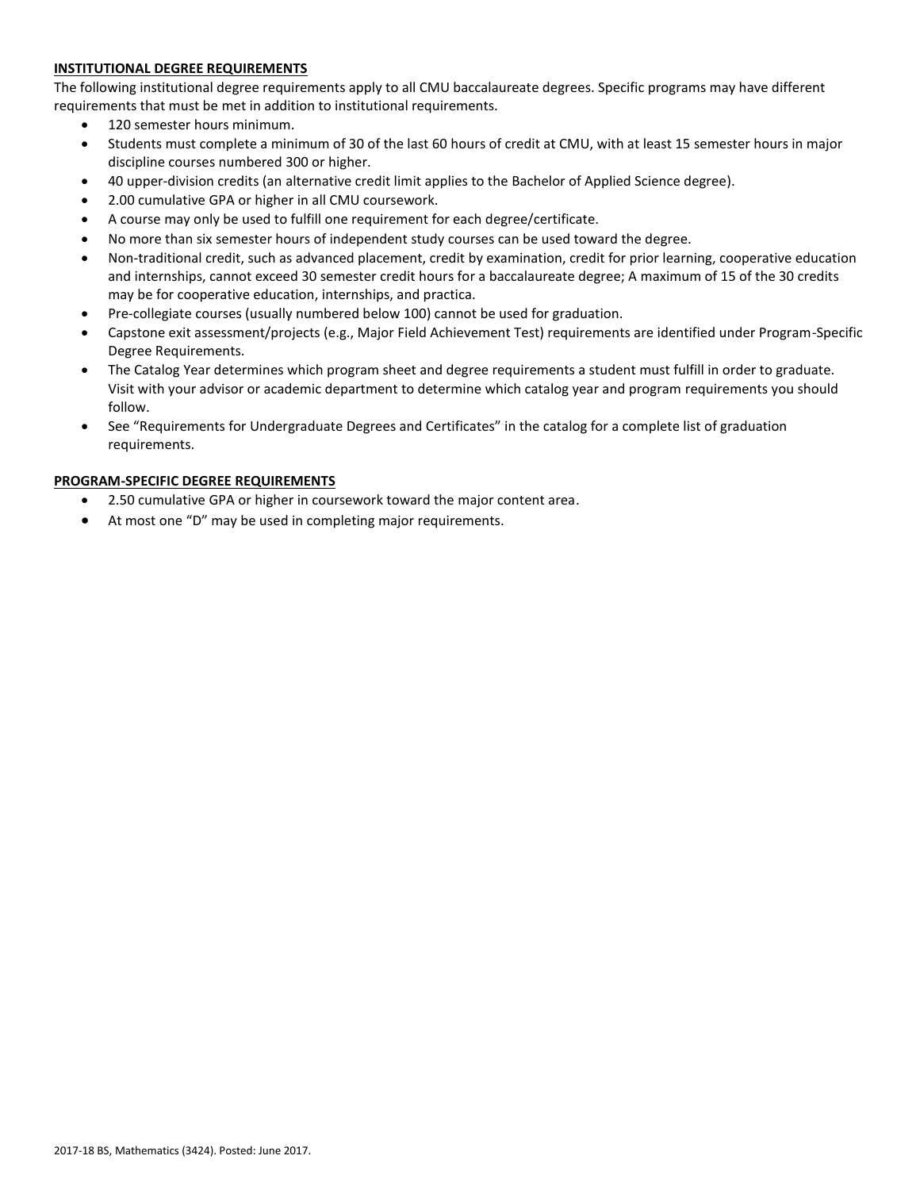## INSTITUTIONAL DEGREE REQUIREMENTS

The following institutional degree requirements apply to all CMU baccalaureate degrees. Specific programs may have different requirements that must be met in addition to institutional requirements.

- 120 semester hours minimum.
- Students must complete a minimum of 30 of the last 60 hours of credit at CMU, with at least 15 semester hours in major discipline courses numbered 300 or higher.
- 40 upper-division credits (an alternative credit limit applies to the Bachelor of Applied Science degree).
- 2.00 cumulative GPA or higher in all CMU coursework.
- A course may only be used to fulfill one requirement for each degree/certificate.
- No more than six semester hours of independent study courses can be used toward the degree.
- Non-traditional credit, such as advanced placement, credit by examination, credit for prior learning, cooperative education and internships, cannot exceed 30 semester credit hours for a baccalaureate degree; A maximum of 15 of the 30 credits may be for cooperative education, internships, and practica.
- Pre-collegiate courses (usually numbered below 100) cannot be used for graduation.
- Capstone exit assessment/projects (e.g., Major Field Achievement Test) requirements are identified under Program-Specific Degree Requirements.
- The Catalog Year determines which program sheet and degree requirements a student must fulfill in order to graduate. Visit with your advisor or academic department to determine which catalog year and program requirements you should follow.
- See "Requirements for Undergraduate Degrees and Certificates" in the catalog for a complete list of graduation requirements.

## PROGRAM-SPECIFIC DEGREE REQUIREMENTS

- 2.50 cumulative GPA or higher in coursework toward the major content area.
- At most one "D" may be used in completing major requirements.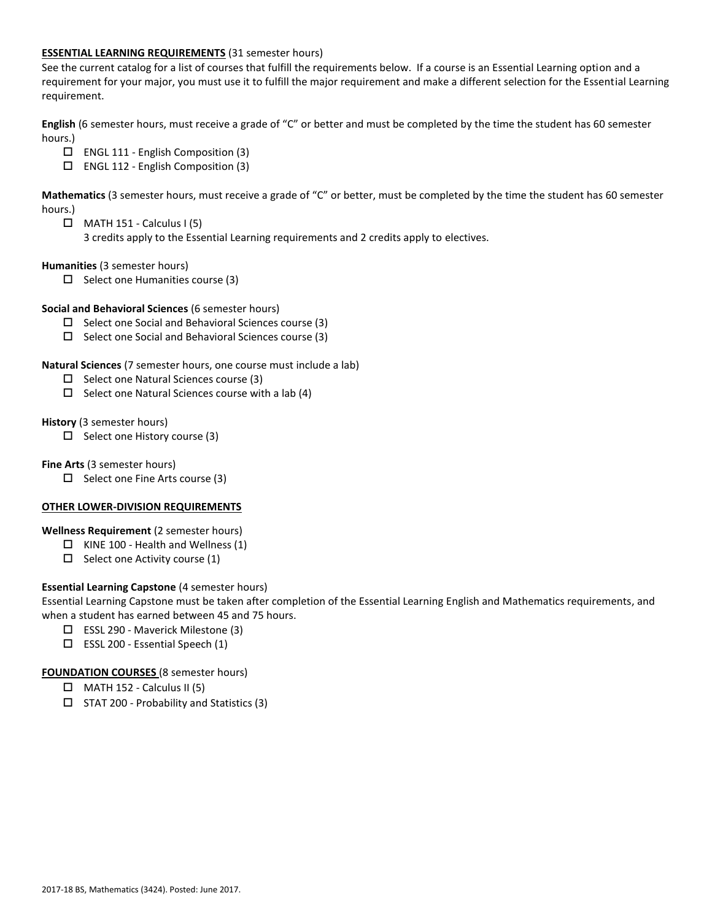## ESSENTIAL LEARNING REQUIREMENTS (31 semester hours)

See the current catalog for a list of courses that fulfill the requirements below. If a course is an Essential Learning option and a requirement for your major, you must use it to fulfill the major requirement and make a different selection for the Essential Learning requirement.

**English** (6 semester hours, must receive a grade of "C" or better and must be completed by the time the student has 60 semester hours.)

- ☐ ENGL 111 - English Composition (3)
- ☐ ENGL 112 - English Composition (3)

**Mathematics** (3 semester hours, must receive a grade of "C" or better, must be completed by the time the student has 60 semester hours.)

- ☐ MATH 151 - Calculus I (5)
  3 credits apply to the Essential Learning requirements and 2 credits apply to electives.

**Humanities** (3 semester hours)

- ☐ Select one Humanities course (3)

**Social and Behavioral Sciences** (6 semester hours)

- ☐ Select one Social and Behavioral Sciences course (3)
- ☐ Select one Social and Behavioral Sciences course (3)

**Natural Sciences** (7 semester hours, one course must include a lab)

- ☐ Select one Natural Sciences course (3)
- ☐ Select one Natural Sciences course with a lab (4)

**History** (3 semester hours)

- ☐ Select one History course (3)

**Fine Arts** (3 semester hours)

- ☐ Select one Fine Arts course (3)

## OTHER LOWER-DIVISION REQUIREMENTS

**Wellness Requirement** (2 semester hours)

- ☐ KINE 100 - Health and Wellness (1)
- ☐ Select one Activity course (1)

**Essential Learning Capstone** (4 semester hours)

Essential Learning Capstone must be taken after completion of the Essential Learning English and Mathematics requirements, and when a student has earned between 45 and 75 hours.

- ☐ ESSL 290 - Maverick Milestone (3)
- ☐ ESSL 200 - Essential Speech (1)

## FOUNDATION COURSES (8 semester hours)

- ☐ MATH 152 - Calculus II (5)
- ☐ STAT 200 - Probability and Statistics (3)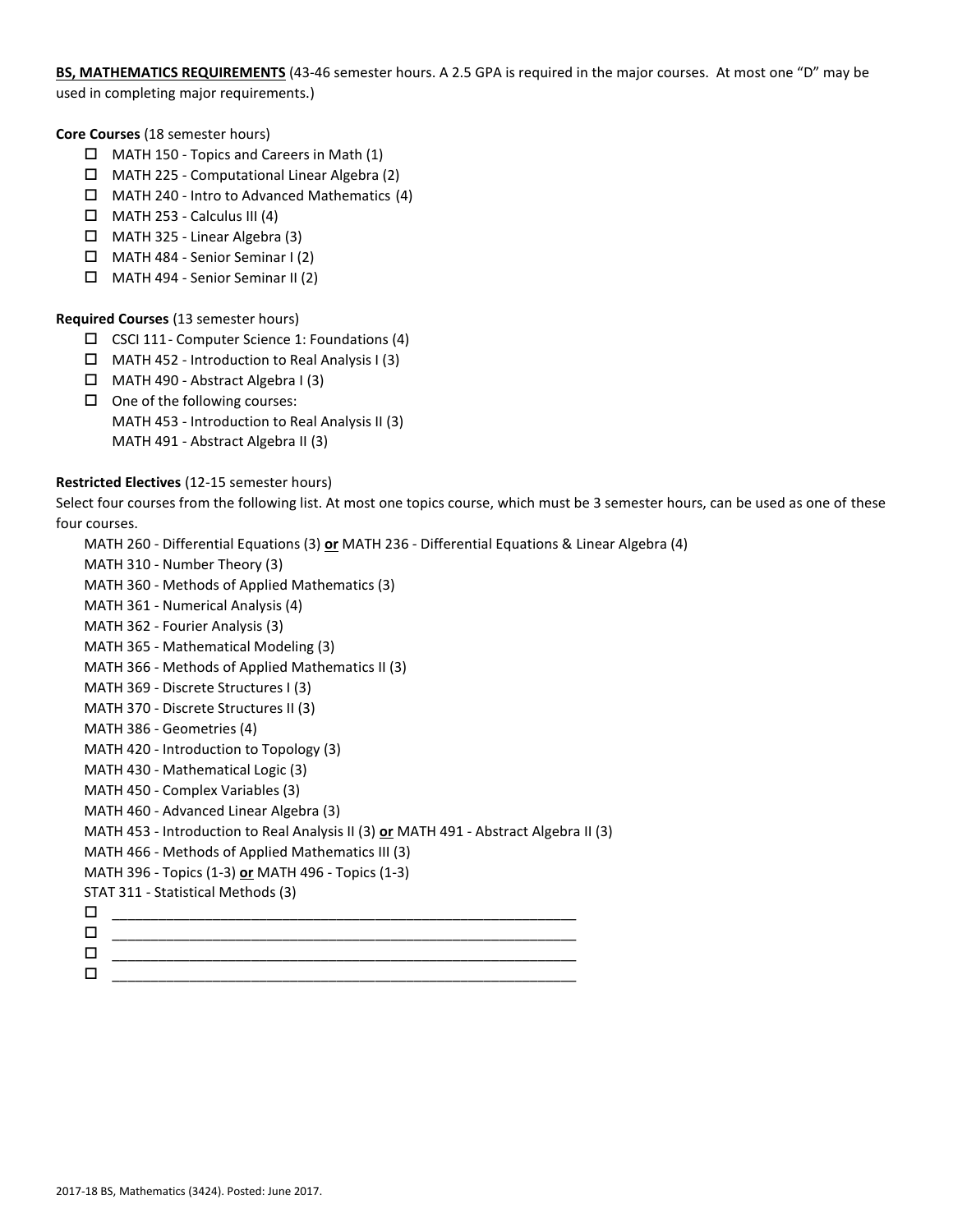**BS, MATHEMATICS REQUIREMENTS** (43-46 semester hours. A 2.5 GPA is required in the major courses. At most one "D" may be used in completing major requirements.)

**Core Courses** (18 semester hours)

- ☐ MATH 150 - Topics and Careers in Math (1)
- ☐ MATH 225 - Computational Linear Algebra (2)
- ☐ MATH 240 - Intro to Advanced Mathematics (4)
- ☐ MATH 253 - Calculus III (4)
- ☐ MATH 325 - Linear Algebra (3)
- ☐ MATH 484 - Senior Seminar I (2)
- ☐ MATH 494 - Senior Seminar II (2)

**Required Courses** (13 semester hours)

- ☐ CSCI 111- Computer Science 1: Foundations (4)
- ☐ MATH 452 - Introduction to Real Analysis I (3)
- ☐ MATH 490 - Abstract Algebra I (3)
- ☐ One of the following courses:
  MATH 453 - Introduction to Real Analysis II (3)
  MATH 491 - Abstract Algebra II (3)

**Restricted Electives** (12-15 semester hours)

Select four courses from the following list. At most one topics course, which must be 3 semester hours, can be used as one of these four courses.

MATH 260 - Differential Equations (3) **or** MATH 236 - Differential Equations & Linear Algebra (4)
MATH 310 - Number Theory (3)
MATH 360 - Methods of Applied Mathematics (3)
MATH 361 - Numerical Analysis (4)
MATH 362 - Fourier Analysis (3)
MATH 365 - Mathematical Modeling (3)
MATH 366 - Methods of Applied Mathematics II (3)
MATH 369 - Discrete Structures I (3)
MATH 370 - Discrete Structures II (3)
MATH 386 - Geometries (4)
MATH 420 - Introduction to Topology (3)
MATH 430 - Mathematical Logic (3)
MATH 450 - Complex Variables (3)
MATH 460 - Advanced Linear Algebra (3)
MATH 453 - Introduction to Real Analysis II (3) **or** MATH 491 - Abstract Algebra II (3)
MATH 466 - Methods of Applied Mathematics III (3)
MATH 396 - Topics (1-3) **or** MATH 496 - Topics (1-3)
STAT 311 - Statistical Methods (3)

- ☐ ____________________________________________________________
- ☐ ____________________________________________________________
- ☐ ____________________________________________________________
- ☐ ____________________________________________________________

2017-18 BS, Mathematics (3424). Posted: June 2017.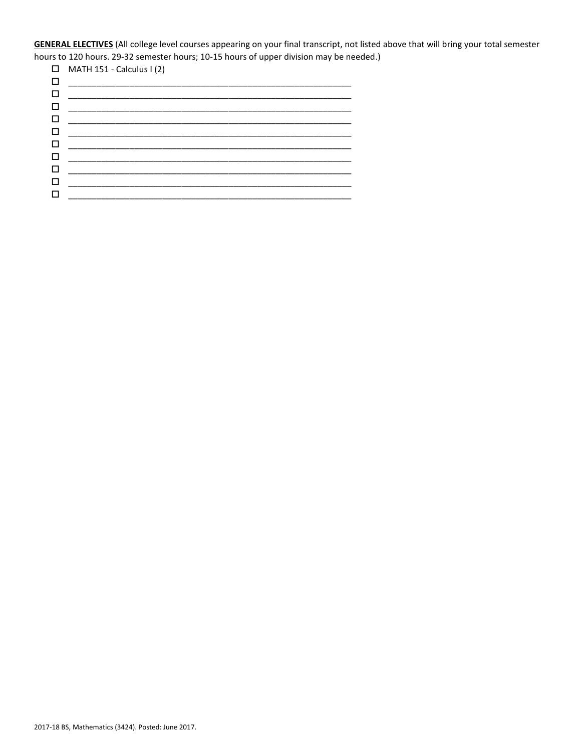**GENERAL ELECTIVES** (All college level courses appearing on your final transcript, not listed above that will bring your total semester hours to 120 hours. 29-32 semester hours; 10-15 hours of upper division may be needed.)

- ☐ MATH 151 - Calculus I (2)
- ☐ ____________________________________________________________
- ☐ ____________________________________________________________
- ☐ ____________________________________________________________
- ☐ ____________________________________________________________
- ☐ ____________________________________________________________
- ☐ ____________________________________________________________
- ☐ ____________________________________________________________
- ☐ ____________________________________________________________
- ☐ ____________________________________________________________
- ☐ ____________________________________________________________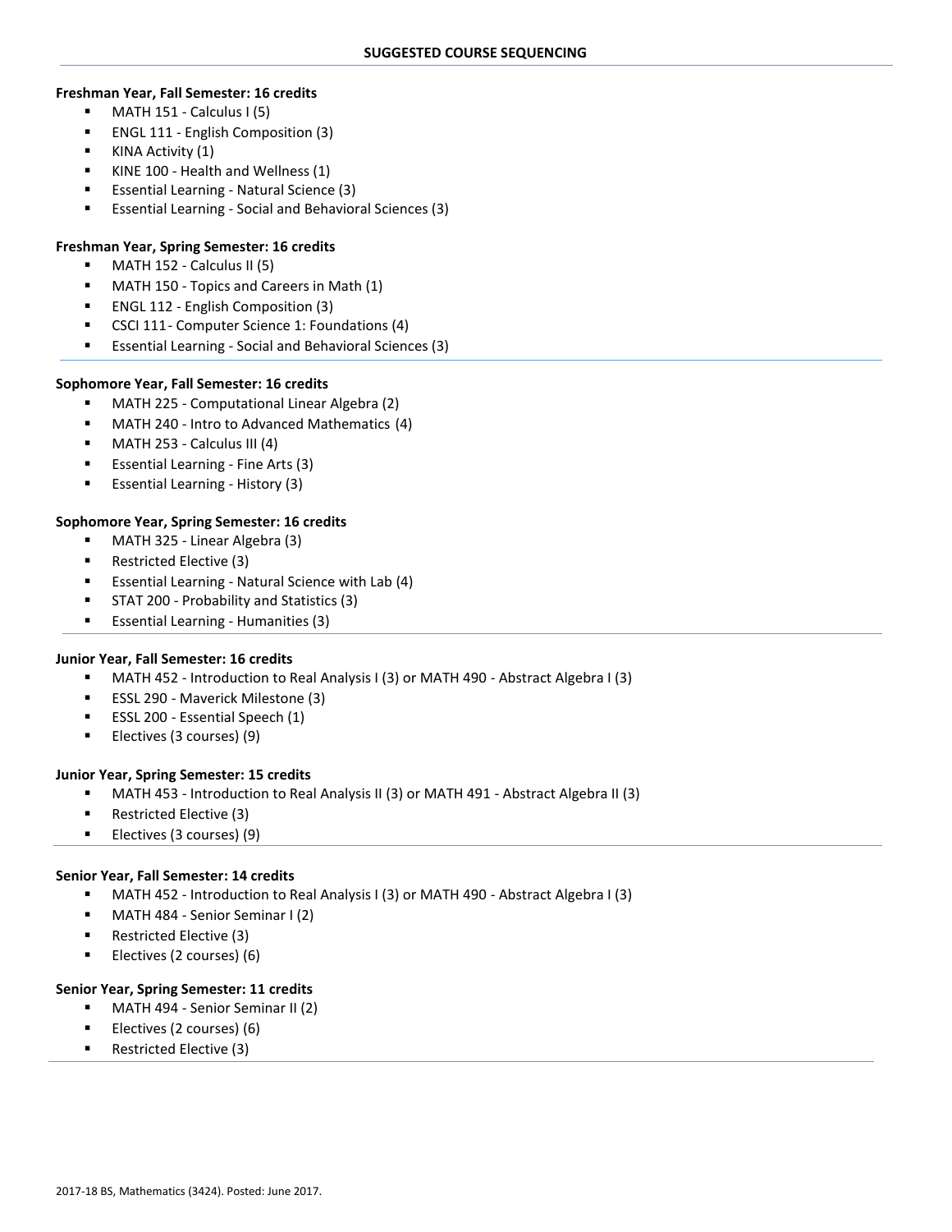## SUGGESTED COURSE SEQUENCING

**Freshman Year, Fall Semester: 16 credits**

- MATH 151 - Calculus I (5)
- ENGL 111 - English Composition (3)
- KINA Activity (1)
- KINE 100 - Health and Wellness (1)
- Essential Learning - Natural Science (3)
- Essential Learning - Social and Behavioral Sciences (3)

**Freshman Year, Spring Semester: 16 credits**

- MATH 152 - Calculus II (5)
- MATH 150 - Topics and Careers in Math (1)
- ENGL 112 - English Composition (3)
- CSCI 111- Computer Science 1: Foundations (4)
- Essential Learning - Social and Behavioral Sciences (3)

**Sophomore Year, Fall Semester: 16 credits**

- MATH 225 - Computational Linear Algebra (2)
- MATH 240 - Intro to Advanced Mathematics (4)
- MATH 253 - Calculus III (4)
- Essential Learning - Fine Arts (3)
- Essential Learning - History (3)

**Sophomore Year, Spring Semester: 16 credits**

- MATH 325 - Linear Algebra (3)
- Restricted Elective (3)
- Essential Learning - Natural Science with Lab (4)
- STAT 200 - Probability and Statistics (3)
- Essential Learning - Humanities (3)

**Junior Year, Fall Semester: 16 credits**

- MATH 452 - Introduction to Real Analysis I (3) or MATH 490 - Abstract Algebra I (3)
- ESSL 290 - Maverick Milestone (3)
- ESSL 200 - Essential Speech (1)
- Electives (3 courses) (9)

**Junior Year, Spring Semester: 15 credits**

- MATH 453 - Introduction to Real Analysis II (3) or MATH 491 - Abstract Algebra II (3)
- Restricted Elective (3)
- Electives (3 courses) (9)

**Senior Year, Fall Semester: 14 credits**

- MATH 452 - Introduction to Real Analysis I (3) or MATH 490 - Abstract Algebra I (3)
- MATH 484 - Senior Seminar I (2)
- Restricted Elective (3)
- Electives (2 courses) (6)

**Senior Year, Spring Semester: 11 credits**

- MATH 494 - Senior Seminar II (2)
- Electives (2 courses) (6)
- Restricted Elective (3)

2017-18 BS, Mathematics (3424). Posted: June 2017.